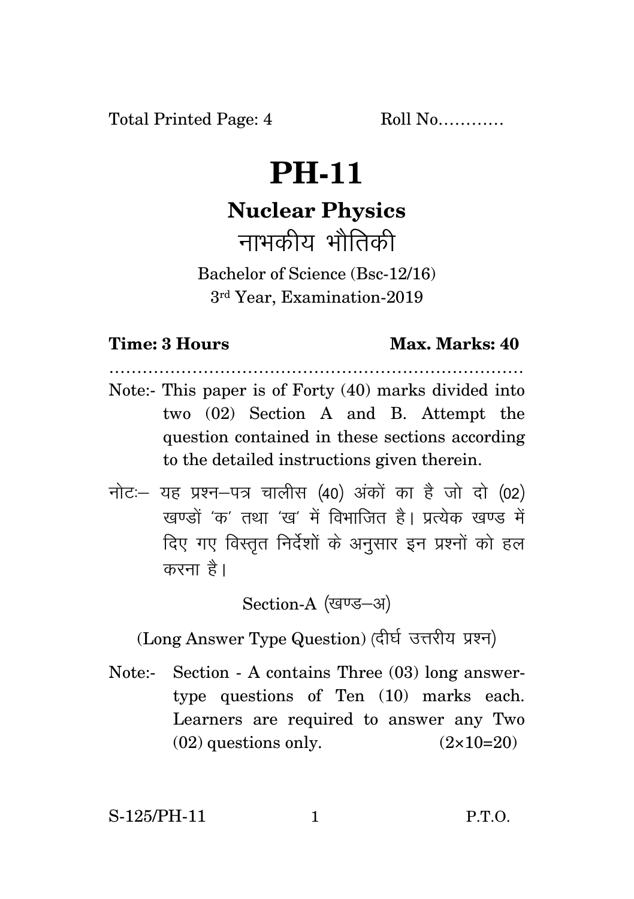Total Printed Page: 4 Roll No............

# PH-11

## Nuclear Physics

## नाभकीय भौतिकी

Bachelor of Science (Bsc-12/16)
3rd Year, Examination-2019

**Time: 3 Hours** **Max. Marks: 40**

..........................................................................

Note:- This paper is of Forty (40) marks divided into two (02) Section A and B. Attempt the question contained in these sections according to the detailed instructions given therein.

नोटः— यह प्रश्न—पत्र चालीस (40) अंकों का है जो दो (02) खण्डों 'क' तथा 'ख' में विभाजित है। प्रत्येक खण्ड में दिए गए विस्तृत निर्देशों के अनुसार इन प्रश्नों को हल करना है।

Section-A (खण्ड—अ)

(Long Answer Type Question) (दीर्घ उत्तरीय प्रश्न)

Note:- Section - A contains Three (03) long answer-type questions of Ten (10) marks each. Learners are required to answer any Two (02) questions only. (2×10=20)

S-125/PH-11 P.T.O.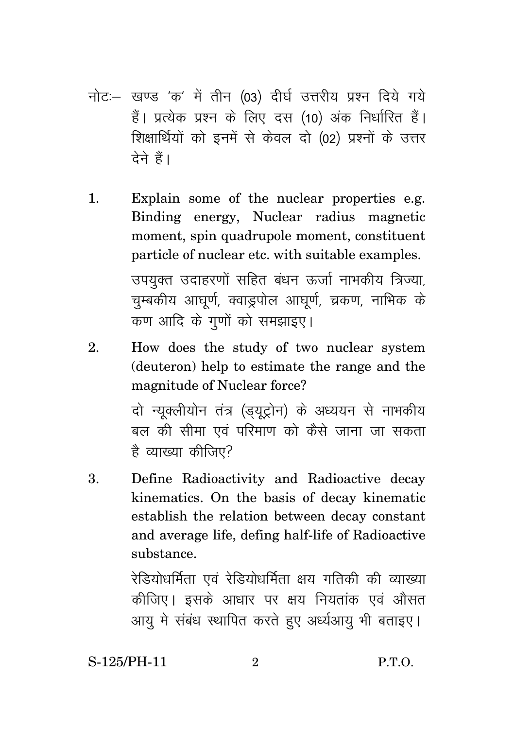नोटः– खण्ड 'क' में तीन (03) दीर्घ उत्तरीय प्रश्न दिये गये हैं। प्रत्येक प्रश्न के लिए दस (10) अंक निर्धारित हैं। शिक्षार्थियों को इनमें से केवल दो (02) प्रश्नों के उत्तर देने हैं।

1. Explain some of the nuclear properties e.g. Binding energy, Nuclear radius magnetic moment, spin quadrupole moment, constituent particle of nuclear etc. with suitable examples.

   उपयुक्त उदाहरणों सहित बंधन ऊर्जा नाभकीय त्रिज्या, चुम्बकीय आघूर्ण, क्वाड्रपोल आघूर्ण, च्रकण, नाभिक के कण आदि के गुणों को समझाइए।

2. How does the study of two nuclear system (deuteron) help to estimate the range and the magnitude of Nuclear force?

   दो न्यूक्लीयोन तंत्र (ड्यूट्रोन) के अध्ययन से नाभकीय बल की सीमा एवं परिमाण को कैसे जाना जा सकता है व्याख्या कीजिए?

3. Define Radioactivity and Radioactive decay kinematics. On the basis of decay kinematic establish the relation between decay constant and average life, defing half-life of Radioactive substance.

   रेडियोधर्मिता एवं रेडियोधर्मिता क्षय गतिकी की व्याख्या कीजिए। इसके आधार पर क्षय नियतांक एवं औसत आयु मे संबंध स्थापित करते हुए अर्ध्यआयु भी बताइए।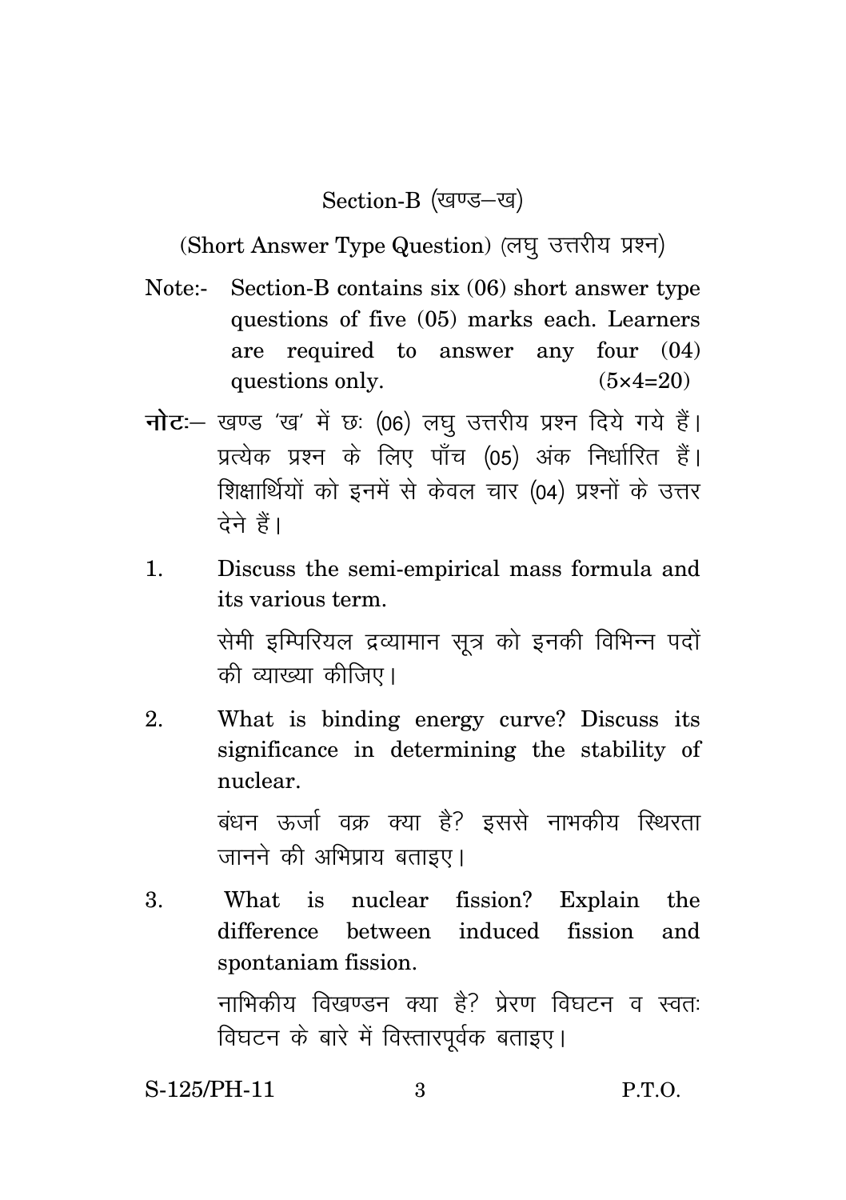## Section-B (खण्ड–ख)

### (Short Answer Type Question) (लघु उत्तरीय प्रश्न)

Note:- Section-B contains six (06) short answer type questions of five (05) marks each. Learners are required to answer any four (04) questions only. (5×4=20)

**नोटः**– खण्ड 'ख' में छः (06) लघु उत्तरीय प्रश्न दिये गये हैं। प्रत्येक प्रश्न के लिए पाँच (05) अंक निर्धारित हैं। शिक्षार्थियों को इनमें से केवल चार (04) प्रश्नों के उत्तर देने हैं।

1. Discuss the semi-empirical mass formula and its various term.

   सेमी इम्पिरियल द्रव्यामान सूत्र को इनकी विभिन्न पदों की व्याख्या कीजिए।

2. What is binding energy curve? Discuss its significance in determining the stability of nuclear.

   बंधन ऊर्जा वक्र क्या है? इससे नाभकीय स्थिरता जानने की अभिप्राय बताइए।

3. What is nuclear fission? Explain the difference between induced fission and spontaniam fission.

   नाभिकीय विखण्डन क्या है? प्रेरण विघटन व स्वतः विघटन के बारे में विस्तारपूर्वक बताइए।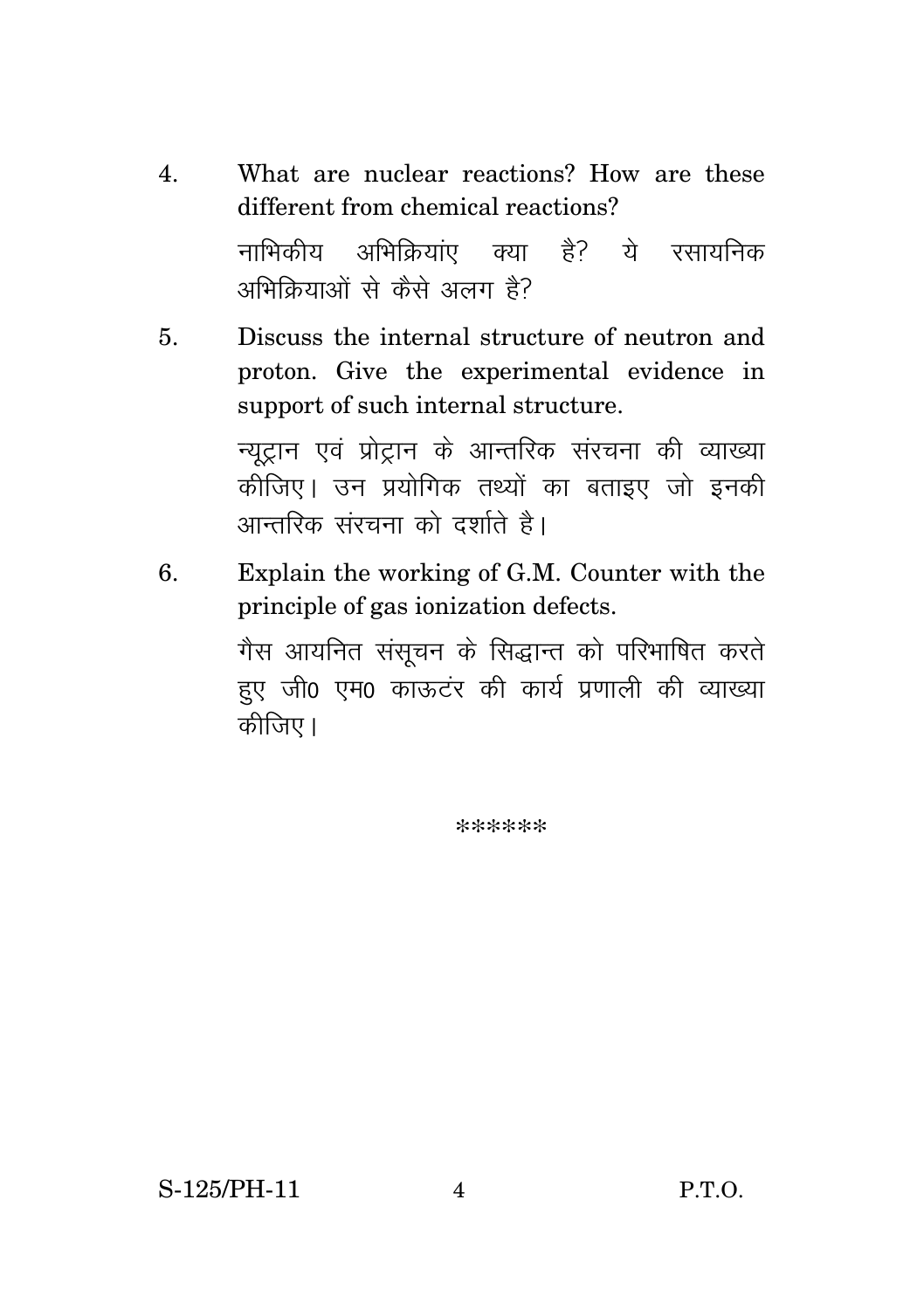4. What are nuclear reactions? How are these different from chemical reactions?

   नाभिकीय अभिक्रियांए क्या है? ये रसायनिक अभिक्रियाओं से कैसे अलग है?

5. Discuss the internal structure of neutron and proton. Give the experimental evidence in support of such internal structure.

   न्यूट्रान एवं प्रोट्रान के आन्तरिक संरचना की व्याख्या कीजिए। उन प्रयोगिक तथ्यों का बताइए जो इनकी आन्तरिक संरचना को दर्शाते है।

6. Explain the working of G.M. Counter with the principle of gas ionization defects.

   गैस आयनित संसूचन के सिद्धान्त को परिभाषित करते हुए जी0 एम0 काऊटंर की कार्य प्रणाली की व्याख्या कीजिए।

******

S-125/PH-11